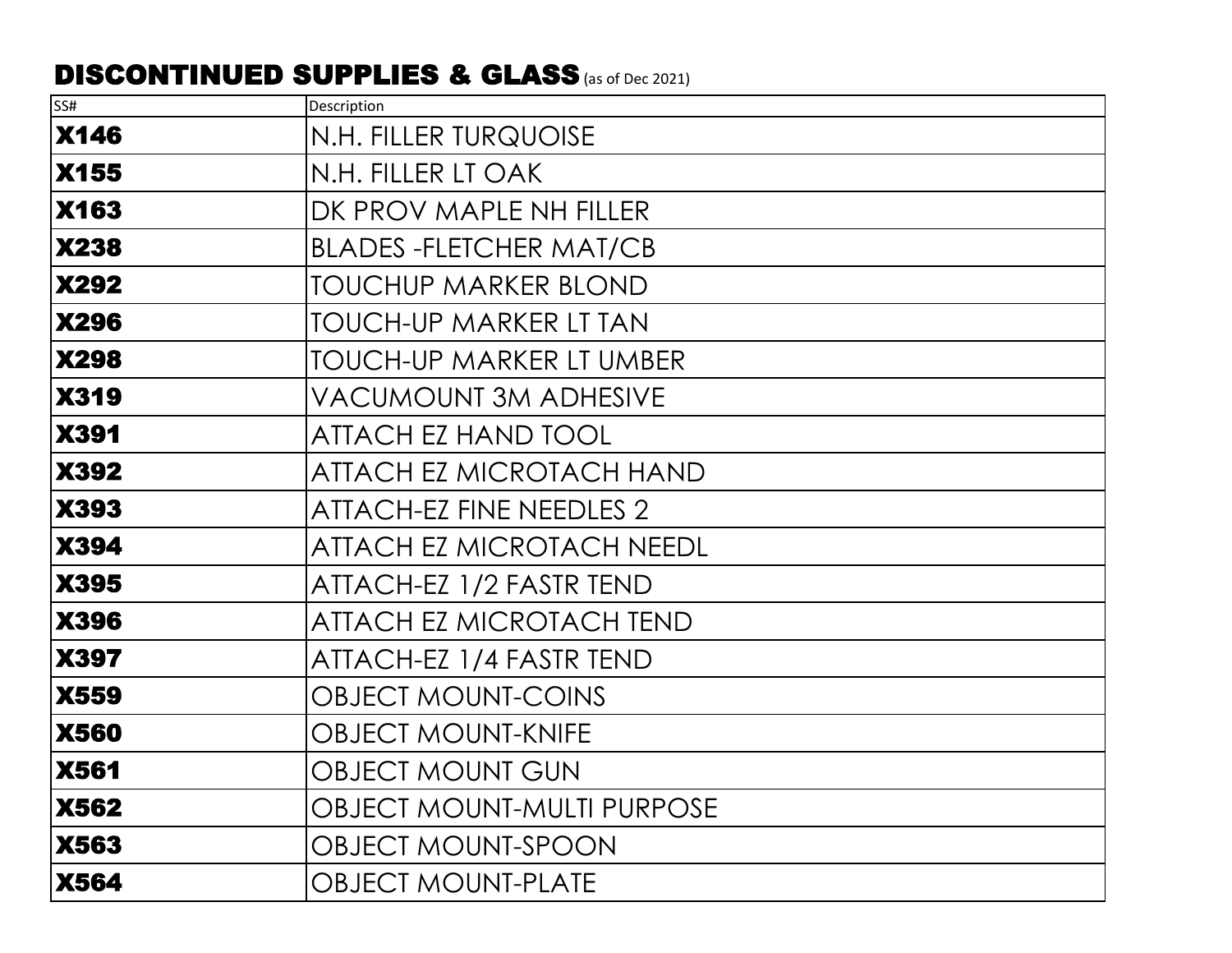# DISCONTINUED SUPPLIES & GLASS (as of Dec 2021)

| SS# | Description |
|---|---|
| **X146** | N.H. FILLER TURQUOISE |
| **X155** | N.H. FILLER LT OAK |
| **X163** | DK PROV MAPLE NH FILLER |
| **X238** | BLADES -FLETCHER MAT/CB |
| **X292** | TOUCHUP MARKER BLOND |
| **X296** | TOUCH-UP MARKER LT TAN |
| **X298** | TOUCH-UP MARKER LT UMBER |
| **X319** | VACUMOUNT 3M ADHESIVE |
| **X391** | ATTACH EZ HAND TOOL |
| **X392** | ATTACH EZ MICROTACH HAND |
| **X393** | ATTACH-EZ FINE NEEDLES 2 |
| **X394** | ATTACH EZ MICROTACH NEEDL |
| **X395** | ATTACH-EZ 1/2 FASTR TEND |
| **X396** | ATTACH EZ MICROTACH TEND |
| **X397** | ATTACH-EZ 1/4 FASTR TEND |
| **X559** | OBJECT MOUNT-COINS |
| **X560** | OBJECT MOUNT-KNIFE |
| **X561** | OBJECT MOUNT GUN |
| **X562** | OBJECT MOUNT-MULTI PURPOSE |
| **X563** | OBJECT MOUNT-SPOON |
| **X564** | OBJECT MOUNT-PLATE |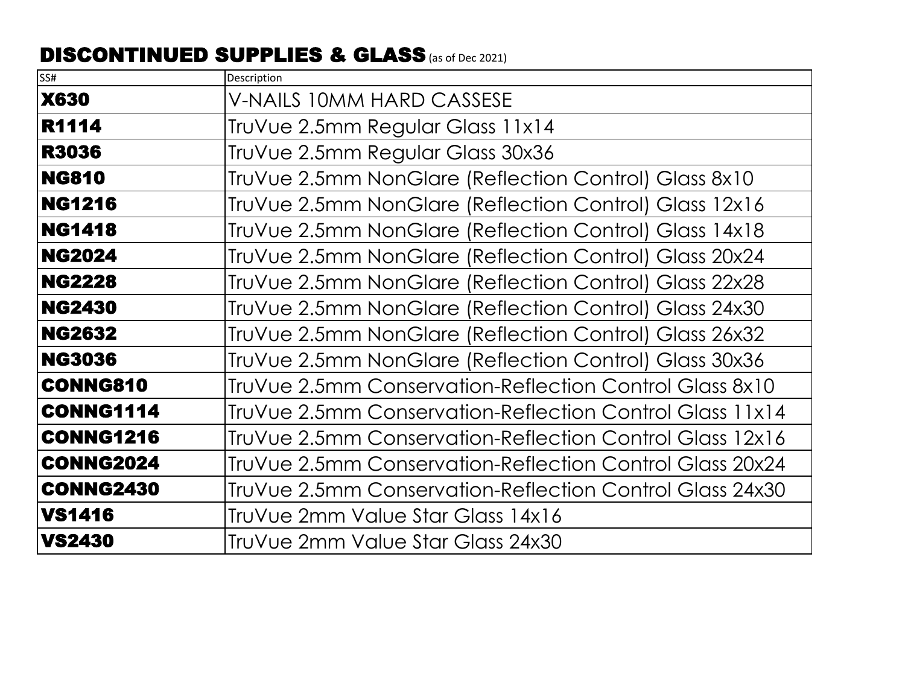# DISCONTINUED SUPPLIES & GLASS (as of Dec 2021)

| SS# | Description |
| --- | --- |
| **X630** | V-NAILS 10MM HARD CASSESE |
| **R1114** | TruVue 2.5mm Regular Glass 11x14 |
| **R3036** | TruVue 2.5mm Regular Glass 30x36 |
| **NG810** | TruVue 2.5mm NonGlare (Reflection Control) Glass 8x10 |
| **NG1216** | TruVue 2.5mm NonGlare (Reflection Control) Glass 12x16 |
| **NG1418** | TruVue 2.5mm NonGlare (Reflection Control) Glass 14x18 |
| **NG2024** | TruVue 2.5mm NonGlare (Reflection Control) Glass 20x24 |
| **NG2228** | TruVue 2.5mm NonGlare (Reflection Control) Glass 22x28 |
| **NG2430** | TruVue 2.5mm NonGlare (Reflection Control) Glass 24x30 |
| **NG2632** | TruVue 2.5mm NonGlare (Reflection Control) Glass 26x32 |
| **NG3036** | TruVue 2.5mm NonGlare (Reflection Control) Glass 30x36 |
| **CONNG810** | TruVue 2.5mm Conservation-Reflection Control Glass 8x10 |
| **CONNG1114** | TruVue 2.5mm Conservation-Reflection Control Glass 11x14 |
| **CONNG1216** | TruVue 2.5mm Conservation-Reflection Control Glass 12x16 |
| **CONNG2024** | TruVue 2.5mm Conservation-Reflection Control Glass 20x24 |
| **CONNG2430** | TruVue 2.5mm Conservation-Reflection Control Glass 24x30 |
| **VS1416** | TruVue 2mm Value Star Glass 14x16 |
| **VS2430** | TruVue 2mm Value Star Glass 24x30 |